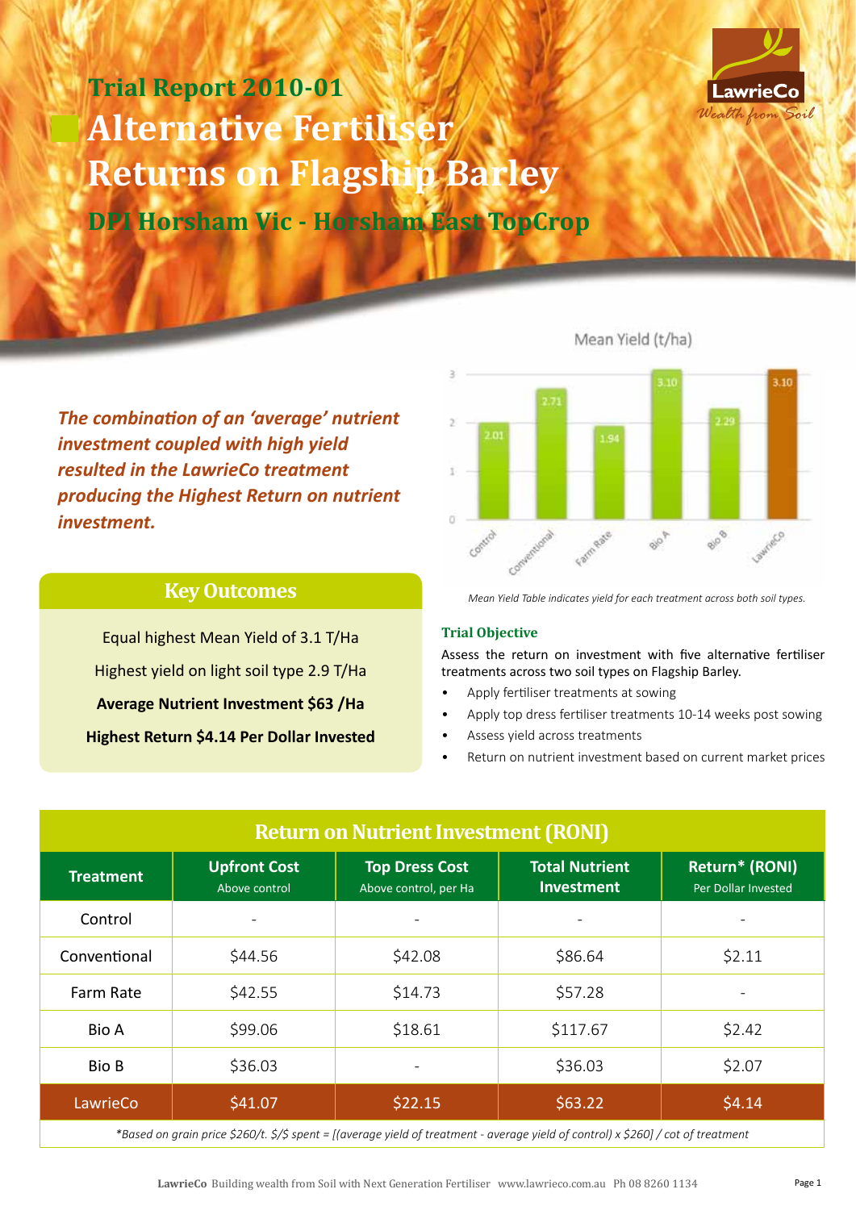## Trial Report 2010-01

# Alternative Fertiliser Returns on Flagship Barley

## DPI Horsham Vic - Horsham East TopCrop

***The combination of an 'average' nutrient investment coupled with high yield resulted in the LawrieCo treatment producing the Highest Return on nutrient investment.***

Mean Yield (t/ha)

| Treatment | Mean Yield (t/ha) |
|---|---|
| Control | 2.01 |
| Conventional | 2.71 |
| Farm Rate | 1.94 |
| Bio A | 3.10 |
| Bio B | 2.29 |
| LawrieCo | 3.10 |

*Mean Yield Table indicates yield for each treatment across both soil types.*

### Key Outcomes

Equal highest Mean Yield of 3.1 T/Ha

Highest yield on light soil type 2.9 T/Ha

**Average Nutrient Investment $63 /Ha**

**Highest Return $4.14 Per Dollar Invested**

### Trial Objective

Assess the return on investment with five alternative fertiliser treatments across two soil types on Flagship Barley.

- Apply fertiliser treatments at sowing
- Apply top dress fertiliser treatments 10-14 weeks post sowing
- Assess yield across treatments
- Return on nutrient investment based on current market prices

### Return on Nutrient Investment (RONI)

| Treatment | Upfront Cost Above control | Top Dress Cost Above control, per Ha | Total Nutrient Investment | Return* (RONI) Per Dollar Invested |
|---|---|---|---|---|
| Control | - | - | - | - |
| Conventional | $44.56 | $42.08 | $86.64 | $2.11 |
| Farm Rate | $42.55 | $14.73 | $57.28 | - |
| Bio A | $99.06 | $18.61 | $117.67 | $2.42 |
| Bio B | $36.03 | - | $36.03 | $2.07 |
| LawrieCo | $41.07 | $22.15 | $63.22 | $4.14 |

*Based on grain price $260/t. $/$ spent = [(average yield of treatment - average yield of control) x $260] / cot of treatment

**LawrieCo** Building wealth from Soil with Next Generation Fertiliser www.lawrieco.com.au Ph 08 8260 1134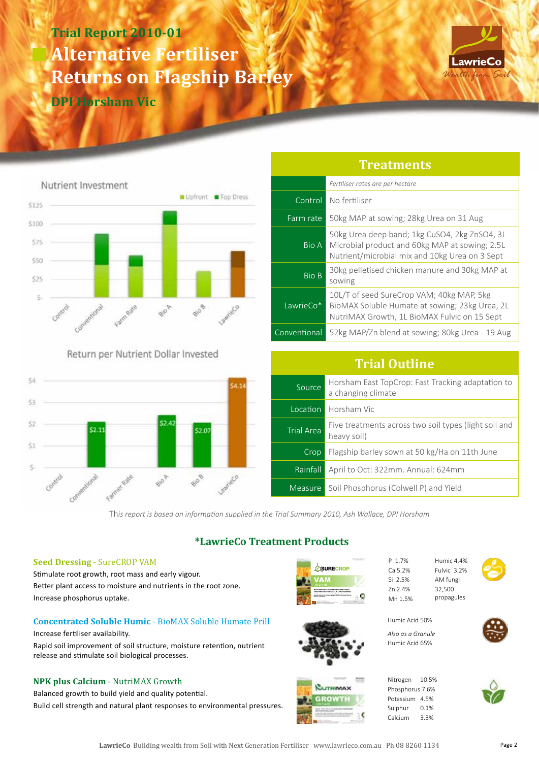## Trial Report 2010-01

# Alternative Fertiliser Returns on Flagship Barley

### DPI Horsham Vic

LawrieCo
*Wealth from Soil*

Nutrient Investment

Upfront
Top Dress

$125
$100
$75
$50
$25
$-

Control
Conventional
Farm Rate
Bio A
Bio B
LawrieCo

Return per Nutrient Dollar Invested

$4
$3
$2
$1
$-

$2.11
$2.42
$2.07
$4.14

Control
Conventional
Farmer Rate
Bio A
Bio B
LawrieCo

## Treatments

| | *Fertiliser rates are per hectare* |
|---|---|
| Control | No fertiliser |
| Farm rate | 50kg MAP at sowing; 28kg Urea on 31 Aug |
| Bio A | 50kg Urea deep band; 1kg CuSO4, 2kg ZnSO4, 3L Microbial product and 60kg MAP at sowing; 2.5L Nutrient/microbial mix and 10kg Urea on 3 Sept |
| Bio B | 30kg pelletised chicken manure and 30kg MAP at sowing |
| LawrieCo* | 10L/T of seed SureCrop VAM; 40kg MAP, 5kg BioMAX Soluble Humate at sowing; 23kg Urea, 2L NutriMAX Growth, 1L BioMAX Fulvic on 15 Sept |
| Conventional | 52kg MAP/Zn blend at sowing; 80kg Urea - 19 Aug |

## Trial Outline

| | |
|---|---|
| Source | Horsham East TopCrop: Fast Tracking adaptation to a changing climate |
| Location | Horsham Vic |
| Trial Area | Five treatments across two soil types (light soil and heavy soil) |
| Crop | Flagship barley sown at 50 kg/Ha on 11th June |
| Rainfall | April to Oct: 322mm. Annual: 624mm |
| Measure | Soil Phosphorus (Colwell P) and Yield |

*This report is based on information supplied in the Trial Summary 2010, Ash Wallace, DPI Horsham*

## *LawrieCo Treatment Products

**Seed Dressing** - SureCROP VAM

Stimulate root growth, root mass and early vigour.

Better plant access to moisture and nutrients in the root zone.

Increase phosphorus uptake.

P 1.7%
Ca 5.2%
Si 2.5%
Zn 2.4%
Mn 1.5%
Humic 4.4%
Fulvic 3.2%
AM fungi
32,500
propagules

**Concentrated Soluble Humic** - BioMAX Soluble Humate Prill

Increase fertiliser availability.

Rapid soil improvement of soil structure, moisture retention, nutrient release and stimulate soil biological processes.

Humic Acid 50%

*Also as a Granule*
Humic Acid 65%

**NPK plus Calcium** - NutriMAX Growth

Balanced growth to build yield and quality potential.

Build cell strength and natural plant responses to environmental pressures.

Nitrogen 10.5%
Phosphorus 7.6%
Potassium 4.5%
Sulphur 0.1%
Calcium 3.3%

**LawrieCo** Building wealth from Soil with Next Generation Fertiliser www.lawrieco.com.au Ph 08 8260 1134